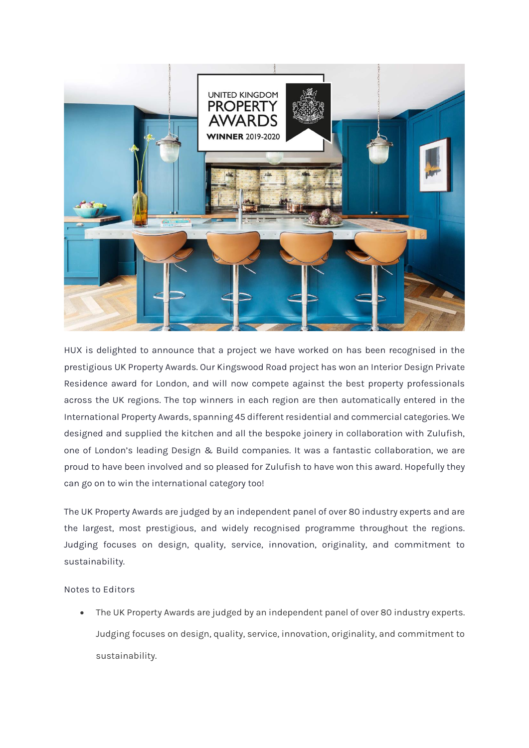HUX is delighted to announce that a project we have worked on has been recognised in the prestigious UK Property Awards. Our Kingswood Road project has won an Interior Design Private Residence award for London, and will now compete against the best property professionals across the UK regions. The top winners in each region are then automatically entered in the International Property Awards, spanning 45 different residential and commercial categories. We designed and supplied the kitchen and all the bespoke joinery in collaboration with Zulufish, one of London's leading Design & Build companies. It was a fantastic collaboration, we are proud to have been involved and so pleased for Zulufish to have won this award. Hopefully they can go on to win the international category too!

The UK Property Awards are judged by an independent panel of over 80 industry experts and are the largest, most prestigious, and widely recognised programme throughout the regions. Judging focuses on design, quality, service, innovation, originality, and commitment to sustainability.

Notes to Editors

- The UK Property Awards are judged by an independent panel of over 80 industry experts. Judging focuses on design, quality, service, innovation, originality, and commitment to sustainability.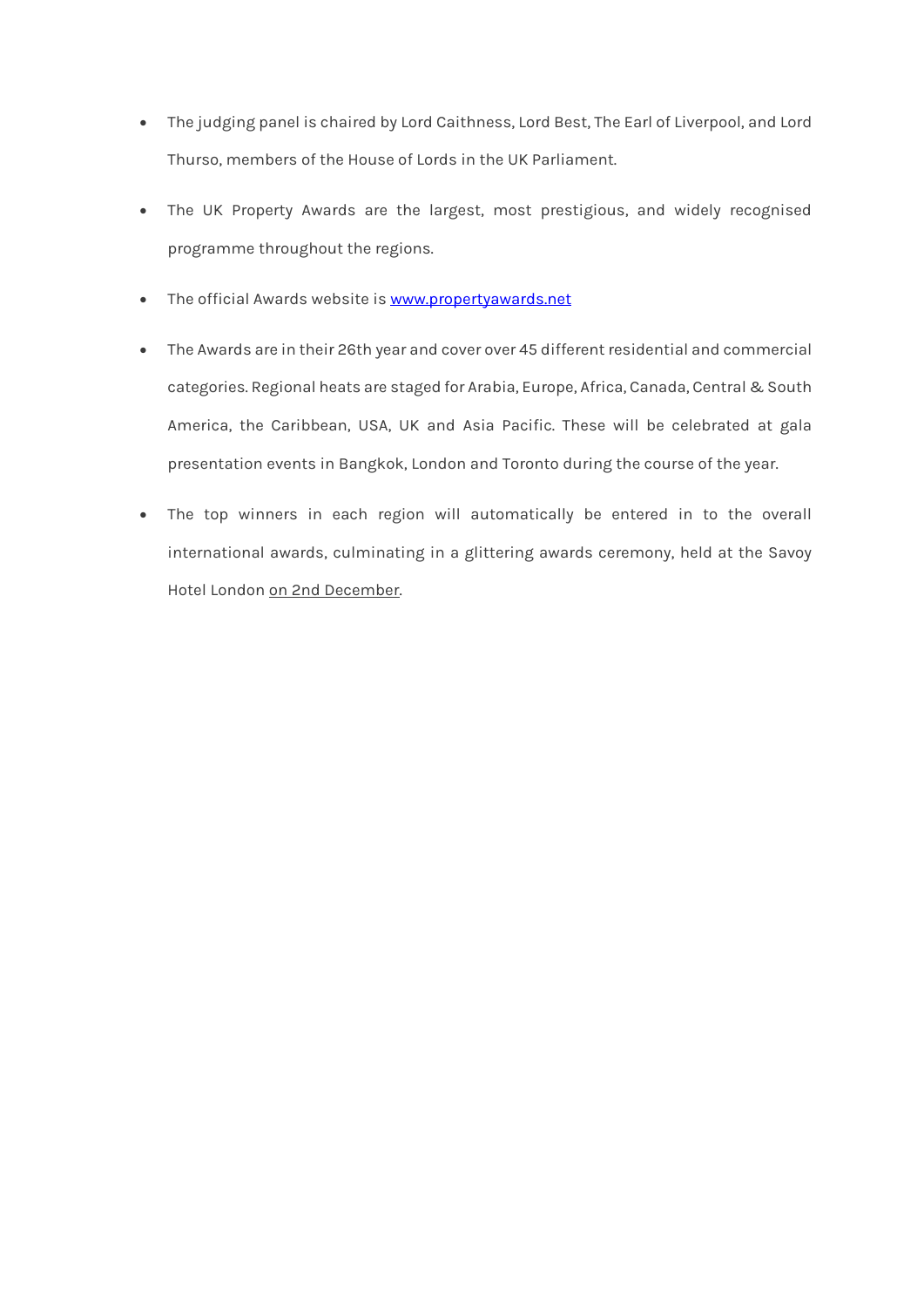- The judging panel is chaired by Lord Caithness, Lord Best, The Earl of Liverpool, and Lord Thurso, members of the House of Lords in the UK Parliament.

- The UK Property Awards are the largest, most prestigious, and widely recognised programme throughout the regions.

- The official Awards website is [www.propertyawards.net](http://www.propertyawards.net)

- The Awards are in their 26th year and cover over 45 different residential and commercial categories. Regional heats are staged for Arabia, Europe, Africa, Canada, Central & South America, the Caribbean, USA, UK and Asia Pacific. These will be celebrated at gala presentation events in Bangkok, London and Toronto during the course of the year.

- The top winners in each region will automatically be entered in to the overall international awards, culminating in a glittering awards ceremony, held at the Savoy Hotel London on 2nd December.